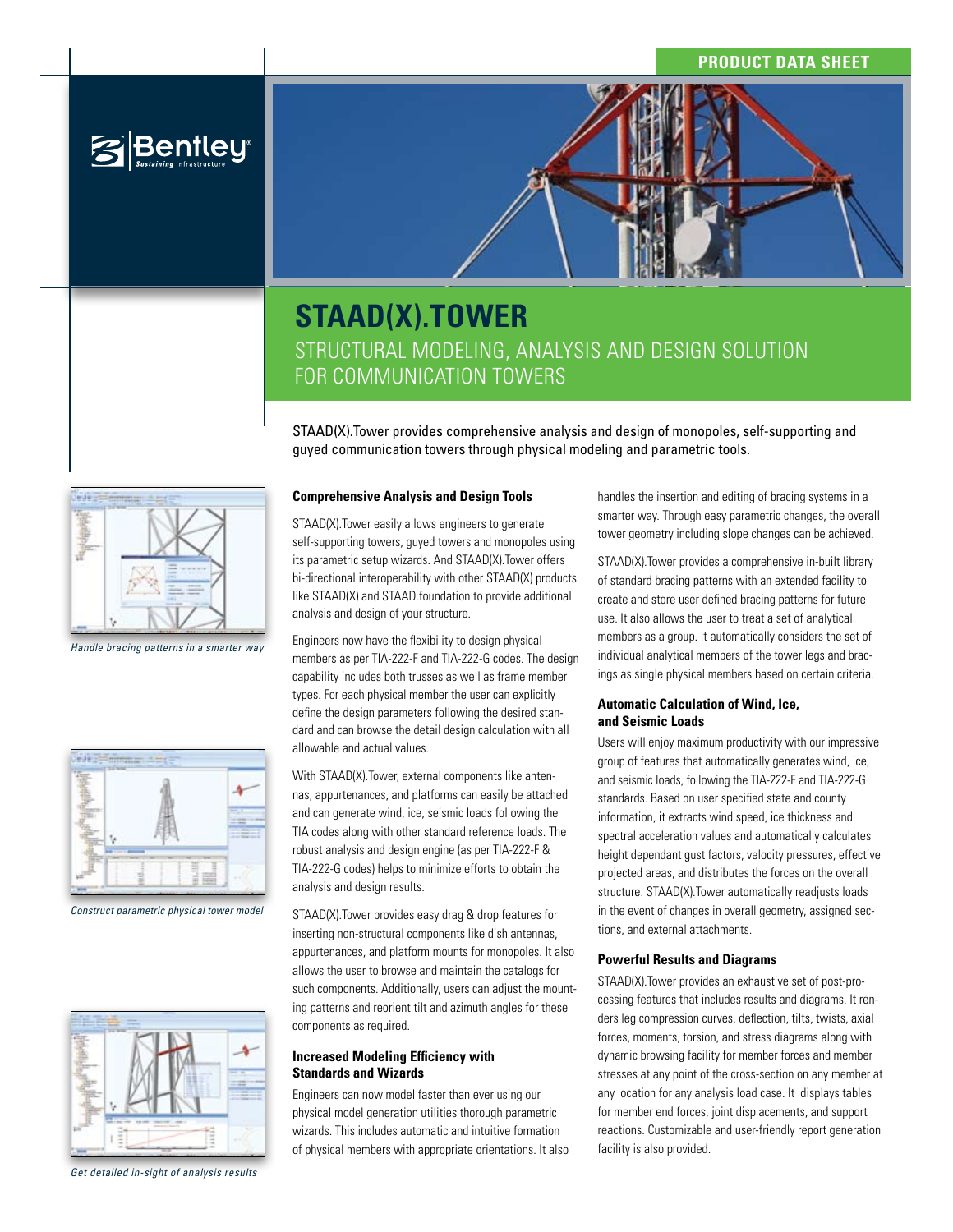# STAAD(X).TOWER

## STRUCTURAL MODELING, ANALYSIS AND DESIGN SOLUTION FOR COMMUNICATION TOWERS

STAAD(X).Tower provides comprehensive analysis and design of monopoles, self-supporting and guyed communication towers through physical modeling and parametric tools.

*Handle bracing patterns in a smarter way*

*Construct parametric physical tower model*

*Get detailed in-sight of analysis results*

### Comprehensive Analysis and Design Tools

STAAD(X).Tower easily allows engineers to generate self-supporting towers, guyed towers and monopoles using its parametric setup wizards. And STAAD(X).Tower offers bi-directional interoperability with other STAAD(X) products like STAAD(X) and STAAD.foundation to provide additional analysis and design of your structure.

Engineers now have the flexibility to design physical members as per TIA-222-F and TIA-222-G codes. The design capability includes both trusses as well as frame member types. For each physical member the user can explicitly define the design parameters following the desired standard and can browse the detail design calculation with all allowable and actual values.

With STAAD(X).Tower, external components like antennas, appurtenances, and platforms can easily be attached and can generate wind, ice, seismic loads following the TIA codes along with other standard reference loads. The robust analysis and design engine (as per TIA-222-F & TIA-222-G codes) helps to minimize efforts to obtain the analysis and design results.

STAAD(X).Tower provides easy drag & drop features for inserting non-structural components like dish antennas, appurtenances, and platform mounts for monopoles. It also allows the user to browse and maintain the catalogs for such components. Additionally, users can adjust the mounting patterns and reorient tilt and azimuth angles for these components as required.

### Increased Modeling Efficiency with Standards and Wizards

Engineers can now model faster than ever using our physical model generation utilities thorough parametric wizards. This includes automatic and intuitive formation of physical members with appropriate orientations. It also handles the insertion and editing of bracing systems in a smarter way. Through easy parametric changes, the overall tower geometry including slope changes can be achieved.

STAAD(X).Tower provides a comprehensive in-built library of standard bracing patterns with an extended facility to create and store user defined bracing patterns for future use. It also allows the user to treat a set of analytical members as a group. It automatically considers the set of individual analytical members of the tower legs and bracings as single physical members based on certain criteria.

### Automatic Calculation of Wind, Ice, and Seismic Loads

Users will enjoy maximum productivity with our impressive group of features that automatically generates wind, ice, and seismic loads, following the TIA-222-F and TIA-222-G standards. Based on user specified state and county information, it extracts wind speed, ice thickness and spectral acceleration values and automatically calculates height dependant gust factors, velocity pressures, effective projected areas, and distributes the forces on the overall structure. STAAD(X).Tower automatically readjusts loads in the event of changes in overall geometry, assigned sections, and external attachments.

### Powerful Results and Diagrams

STAAD(X).Tower provides an exhaustive set of post-processing features that includes results and diagrams. It renders leg compression curves, deflection, tilts, twists, axial forces, moments, torsion, and stress diagrams along with dynamic browsing facility for member forces and member stresses at any point of the cross-section on any member at any location for any analysis load case. It displays tables for member end forces, joint displacements, and support reactions. Customizable and user-friendly report generation facility is also provided.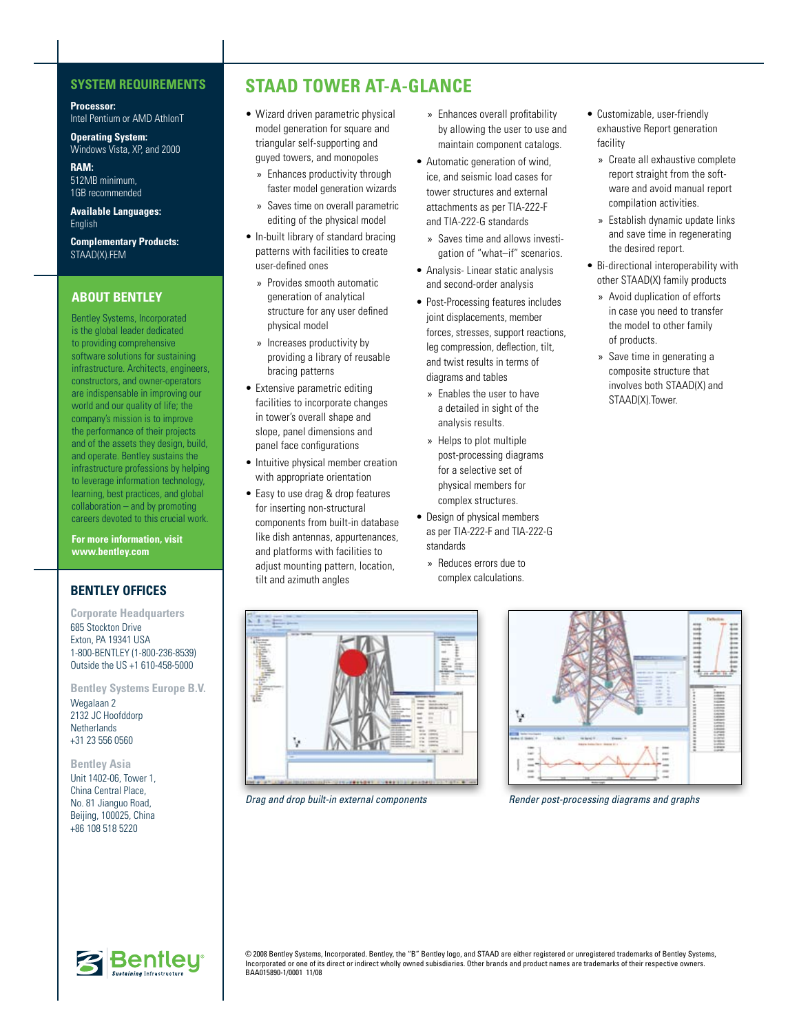## SYSTEM REQUIREMENTS

**Processor:**
Intel Pentium or AMD AthlonT

**Operating System:**
Windows Vista, XP, and 2000

**RAM:**
512MB minimum,
1GB recommended

**Available Languages:**
English

**Complementary Products:**
STAAD(X).FEM

## ABOUT BENTLEY

Bentley Systems, Incorporated is the global leader dedicated to providing comprehensive software solutions for sustaining infrastructure. Architects, engineers, constructors, and owner-operators are indispensable in improving our world and our quality of life; the company's mission is to improve the performance of their projects and of the assets they design, build, and operate. Bentley sustains the infrastructure professions by helping to leverage information technology, learning, best practices, and global collaboration – and by promoting careers devoted to this crucial work.

**For more information, visit www.bentley.com**

## BENTLEY OFFICES

**Corporate Headquarters**
685 Stockton Drive
Exton, PA 19341 USA
1-800-BENTLEY (1-800-236-8539)
Outside the US +1 610-458-5000

**Bentley Systems Europe B.V.**
Wegalaan 2
2132 JC Hoofddorp
Netherlands
+31 23 556 0560

**Bentley Asia**
Unit 1402-06, Tower 1,
China Central Place,
No. 81 Jianguo Road,
Beijing, 100025, China
+86 108 518 5220

# STAAD TOWER AT-A-GLANCE

- Wizard driven parametric physical model generation for square and triangular self-supporting and guyed towers, and monopoles
  - » Enhances productivity through faster model generation wizards
  - » Saves time on overall parametric editing of the physical model
- In-built library of standard bracing patterns with facilities to create user-defined ones
  - » Provides smooth automatic generation of analytical structure for any user defined physical model
  - » Increases productivity by providing a library of reusable bracing patterns
- Extensive parametric editing facilities to incorporate changes in tower's overall shape and slope, panel dimensions and panel face configurations
- Intuitive physical member creation with appropriate orientation
- Easy to use drag & drop features for inserting non-structural components from built-in database like dish antennas, appurtenances, and platforms with facilities to adjust mounting pattern, location, tilt and azimuth angles
  - » Enhances overall profitability by allowing the user to use and maintain component catalogs.
- Automatic generation of wind, ice, and seismic load cases for tower structures and external attachments as per TIA-222-F and TIA-222-G standards
  - » Saves time and allows investigation of "what–if" scenarios.
- Analysis- Linear static analysis and second-order analysis
- Post-Processing features includes joint displacements, member forces, stresses, support reactions, leg compression, deflection, tilt, and twist results in terms of diagrams and tables
  - » Enables the user to have a detailed in sight of the analysis results.
  - » Helps to plot multiple post-processing diagrams for a selective set of physical members for complex structures.
- Design of physical members as per TIA-222-F and TIA-222-G standards
  - » Reduces errors due to complex calculations.
- Customizable, user-friendly exhaustive Report generation facility
  - » Create all exhaustive complete report straight from the software and avoid manual report compilation activities.
  - » Establish dynamic update links and save time in regenerating the desired report.
- Bi-directional interoperability with other STAAD(X) family products
  - » Avoid duplication of efforts in case you need to transfer the model to other family of products.
  - » Save time in generating a composite structure that involves both STAAD(X) and STAAD(X).Tower.

*Drag and drop built-in external components*

*Render post-processing diagrams and graphs*

© 2008 Bentley Systems, Incorporated. Bentley, the "B" Bentley logo, and STAAD are either registered or unregistered trademarks of Bentley Systems, Incorporated or one of its direct or indirect wholly owned subsidiaries. Other brands and product names are trademarks of their respective owners. BAA015890-1/0001 11/08